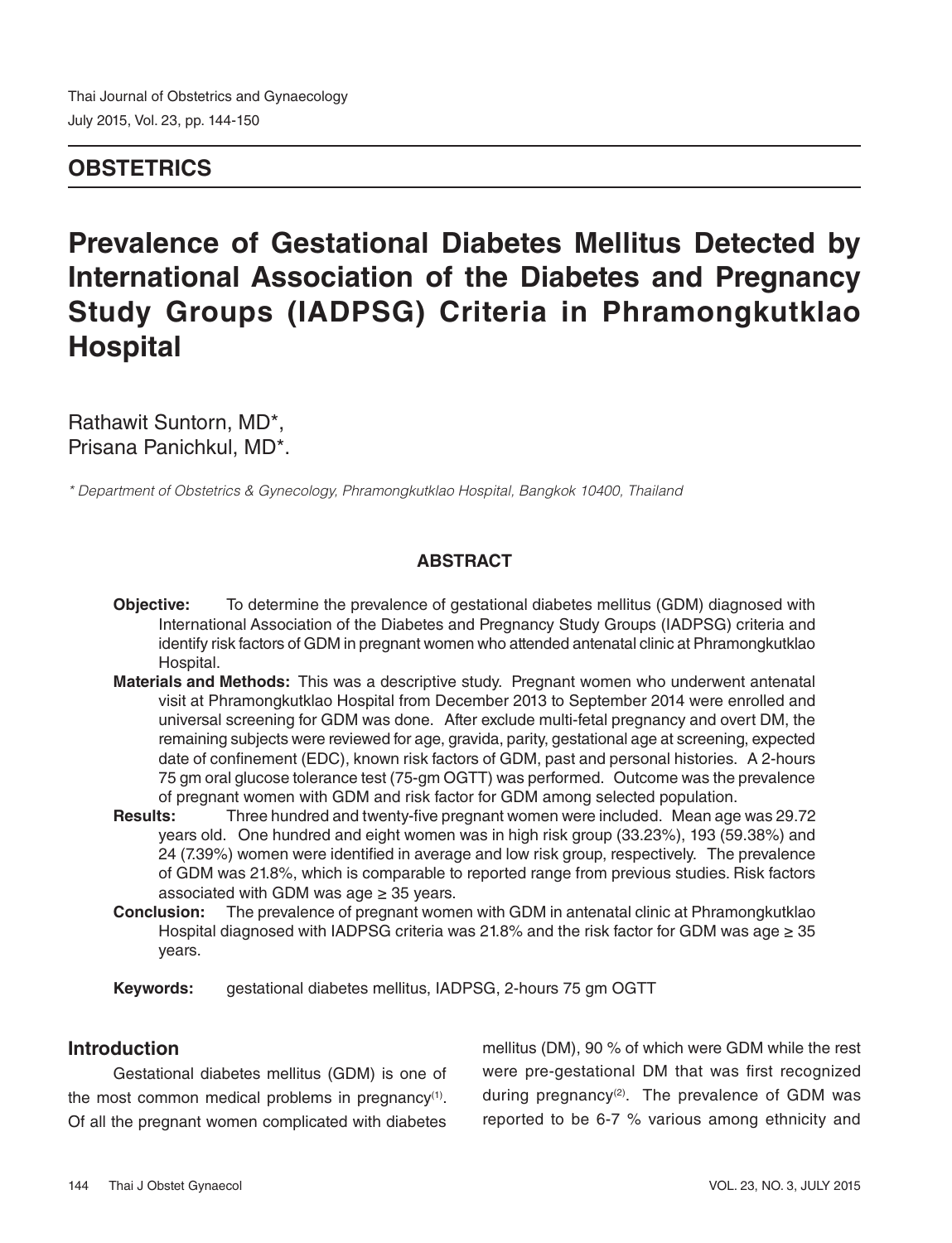OBSTETRICS

# Prevalence of Gestational Diabetes Mellitus Detected by International Association of the Diabetes and Pregnancy Study Groups (IADPSG) Criteria in Phramongkutklao Hospital

Rathawit Suntorn, MD*,
Prisana Panichkul, MD*.

*\* Department of Obstetrics & Gynecology, Phramongkutklao Hospital, Bangkok 10400, Thailand*

## ABSTRACT

**Objective:** To determine the prevalence of gestational diabetes mellitus (GDM) diagnosed with International Association of the Diabetes and Pregnancy Study Groups (IADPSG) criteria and identify risk factors of GDM in pregnant women who attended antenatal clinic at Phramongkutklao Hospital.

**Materials and Methods:** This was a descriptive study. Pregnant women who underwent antenatal visit at Phramongkutklao Hospital from December 2013 to September 2014 were enrolled and universal screening for GDM was done. After exclude multi-fetal pregnancy and overt DM, the remaining subjects were reviewed for age, gravida, parity, gestational age at screening, expected date of confinement (EDC), known risk factors of GDM, past and personal histories. A 2-hours 75 gm oral glucose tolerance test (75-gm OGTT) was performed. Outcome was the prevalence of pregnant women with GDM and risk factor for GDM among selected population.

**Results:** Three hundred and twenty-five pregnant women were included. Mean age was 29.72 years old. One hundred and eight women was in high risk group (33.23%), 193 (59.38%) and 24 (7.39%) women were identified in average and low risk group, respectively. The prevalence of GDM was 21.8%, which is comparable to reported range from previous studies. Risk factors associated with GDM was age ≥ 35 years.

**Conclusion:** The prevalence of pregnant women with GDM in antenatal clinic at Phramongkutklao Hospital diagnosed with IADPSG criteria was 21.8% and the risk factor for GDM was age ≥ 35 years.

**Keywords:** gestational diabetes mellitus, IADPSG, 2-hours 75 gm OGTT

## Introduction

Gestational diabetes mellitus (GDM) is one of the most common medical problems in pregnancy[1]. Of all the pregnant women complicated with diabetes mellitus (DM), 90 % of which were GDM while the rest were pre-gestational DM that was first recognized during pregnancy[2]. The prevalence of GDM was reported to be 6-7 % various among ethnicity and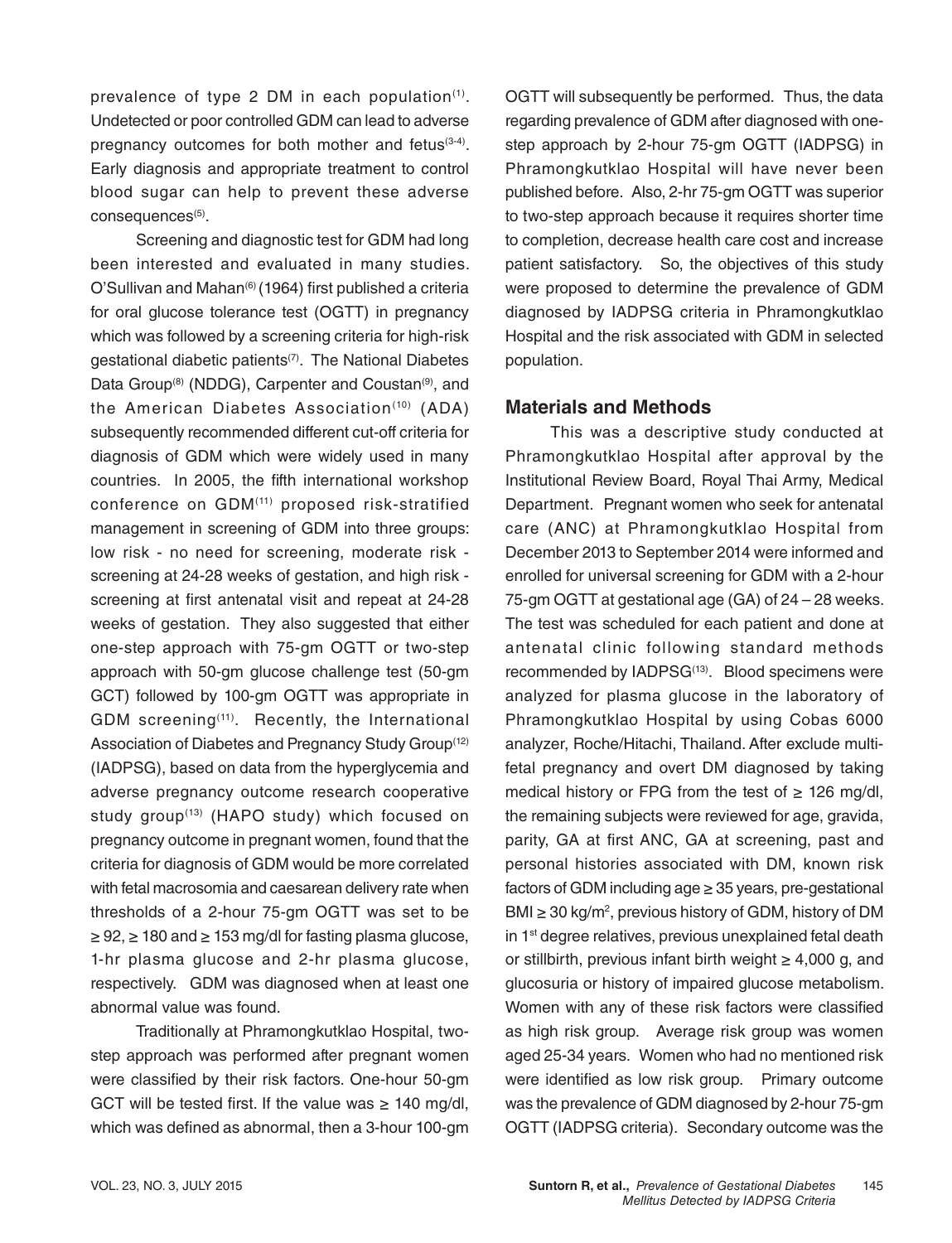prevalence of type 2 DM in each population[1]. Undetected or poor controlled GDM can lead to adverse pregnancy outcomes for both mother and fetus[3-4]. Early diagnosis and appropriate treatment to control blood sugar can help to prevent these adverse consequences[5].

Screening and diagnostic test for GDM had long been interested and evaluated in many studies. O'Sullivan and Mahan[6] (1964) first published a criteria for oral glucose tolerance test (OGTT) in pregnancy which was followed by a screening criteria for high-risk gestational diabetic patients[7]. The National Diabetes Data Group[8] (NDDG), Carpenter and Coustan[9], and the American Diabetes Association[10] (ADA) subsequently recommended different cut-off criteria for diagnosis of GDM which were widely used in many countries. In 2005, the fifth international workshop conference on GDM[11] proposed risk-stratified management in screening of GDM into three groups: low risk - no need for screening, moderate risk - screening at 24-28 weeks of gestation, and high risk - screening at first antenatal visit and repeat at 24-28 weeks of gestation. They also suggested that either one-step approach with 75-gm OGTT or two-step approach with 50-gm glucose challenge test (50-gm GCT) followed by 100-gm OGTT was appropriate in GDM screening[11]. Recently, the International Association of Diabetes and Pregnancy Study Group[12] (IADPSG), based on data from the hyperglycemia and adverse pregnancy outcome research cooperative study group[13] (HAPO study) which focused on pregnancy outcome in pregnant women, found that the criteria for diagnosis of GDM would be more correlated with fetal macrosomia and caesarean delivery rate when thresholds of a 2-hour 75-gm OGTT was set to be ≥ 92, ≥ 180 and ≥ 153 mg/dl for fasting plasma glucose, 1-hr plasma glucose and 2-hr plasma glucose, respectively. GDM was diagnosed when at least one abnormal value was found.

Traditionally at Phramongkutklao Hospital, two-step approach was performed after pregnant women were classified by their risk factors. One-hour 50-gm GCT will be tested first. If the value was ≥ 140 mg/dl, which was defined as abnormal, then a 3-hour 100-gm OGTT will subsequently be performed. Thus, the data regarding prevalence of GDM after diagnosed with one-step approach by 2-hour 75-gm OGTT (IADPSG) in Phramongkutklao Hospital will have never been published before. Also, 2-hr 75-gm OGTT was superior to two-step approach because it requires shorter time to completion, decrease health care cost and increase patient satisfactory. So, the objectives of this study were proposed to determine the prevalence of GDM diagnosed by IADPSG criteria in Phramongkutklao Hospital and the risk associated with GDM in selected population.

## Materials and Methods

This was a descriptive study conducted at Phramongkutklao Hospital after approval by the Institutional Review Board, Royal Thai Army, Medical Department. Pregnant women who seek for antenatal care (ANC) at Phramongkutklao Hospital from December 2013 to September 2014 were informed and enrolled for universal screening for GDM with a 2-hour 75-gm OGTT at gestational age (GA) of 24 – 28 weeks. The test was scheduled for each patient and done at antenatal clinic following standard methods recommended by IADPSG[13]. Blood specimens were analyzed for plasma glucose in the laboratory of Phramongkutklao Hospital by using Cobas 6000 analyzer, Roche/Hitachi, Thailand. After exclude multi-fetal pregnancy and overt DM diagnosed by taking medical history or FPG from the test of ≥ 126 mg/dl, the remaining subjects were reviewed for age, gravida, parity, GA at first ANC, GA at screening, past and personal histories associated with DM, known risk factors of GDM including age ≥ 35 years, pre-gestational BMI ≥ 30 kg/m$^2$, previous history of GDM, history of DM in 1$^{st}$ degree relatives, previous unexplained fetal death or stillbirth, previous infant birth weight ≥ 4,000 g, and glucosuria or history of impaired glucose metabolism. Women with any of these risk factors were classified as high risk group. Average risk group was women aged 25-34 years. Women who had no mentioned risk were identified as low risk group. Primary outcome was the prevalence of GDM diagnosed by 2-hour 75-gm OGTT (IADPSG criteria). Secondary outcome was the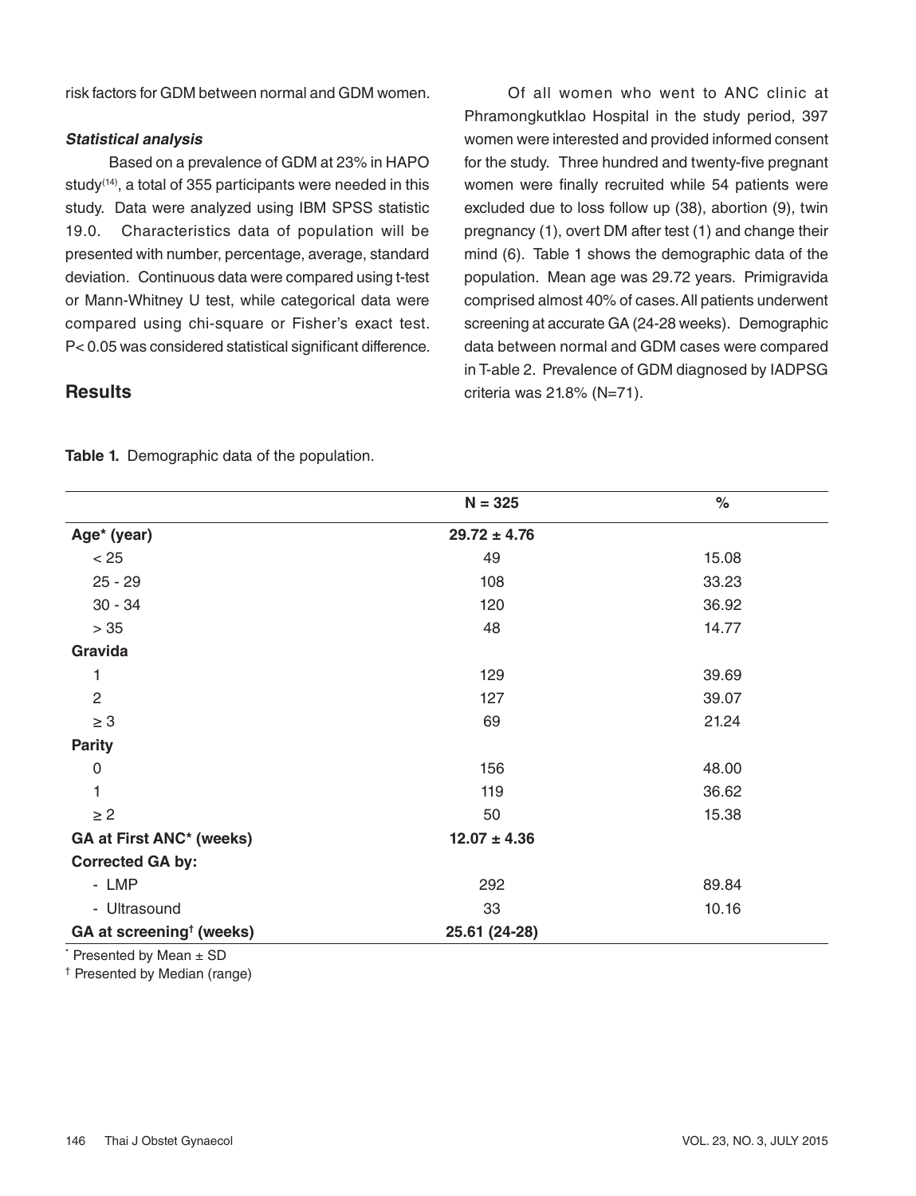risk factors for GDM between normal and GDM women.

### *Statistical analysis*

Based on a prevalence of GDM at 23% in HAPO study[14], a total of 355 participants were needed in this study. Data were analyzed using IBM SPSS statistic 19.0. Characteristics data of population will be presented with number, percentage, average, standard deviation. Continuous data were compared using t-test or Mann-Whitney U test, while categorical data were compared using chi-square or Fisher's exact test. $P < 0.05$ was considered statistical significant difference.

## Results

Of all women who went to ANC clinic at Phramongkutklao Hospital in the study period, 397 women were interested and provided informed consent for the study. Three hundred and twenty-five pregnant women were finally recruited while 54 patients were excluded due to loss follow up (38), abortion (9), twin pregnancy (1), overt DM after test (1) and change their mind (6). Table 1 shows the demographic data of the population. Mean age was 29.72 years. Primigravida comprised almost 40% of cases. All patients underwent screening at accurate GA (24-28 weeks). Demographic data between normal and GDM cases were compared in T-able 2. Prevalence of GDM diagnosed by IADPSG criteria was 21.8% (N=71).

**Table 1.** Demographic data of the population.

| | N = 325 | % |
|---|---|---|
| **Age* (year)** | **29.72 ± 4.76** | |
| < 25 | 49 | 15.08 |
| 25 - 29 | 108 | 33.23 |
| 30 - 34 | 120 | 36.92 |
| > 35 | 48 | 14.77 |
| **Gravida** | | |
| 1 | 129 | 39.69 |
| 2 | 127 | 39.07 |
| ≥ 3 | 69 | 21.24 |
| **Parity** | | |
| 0 | 156 | 48.00 |
| 1 | 119 | 36.62 |
| ≥ 2 | 50 | 15.38 |
| **GA at First ANC* (weeks)** | **12.07 ± 4.36** | |
| **Corrected GA by:** | | |
| - LMP | 292 | 89.84 |
| - Ultrasound | 33 | 10.16 |
| **GA at screening† (weeks)** | **25.61 (24-28)** | |

\* Presented by Mean ± SD

† Presented by Median (range)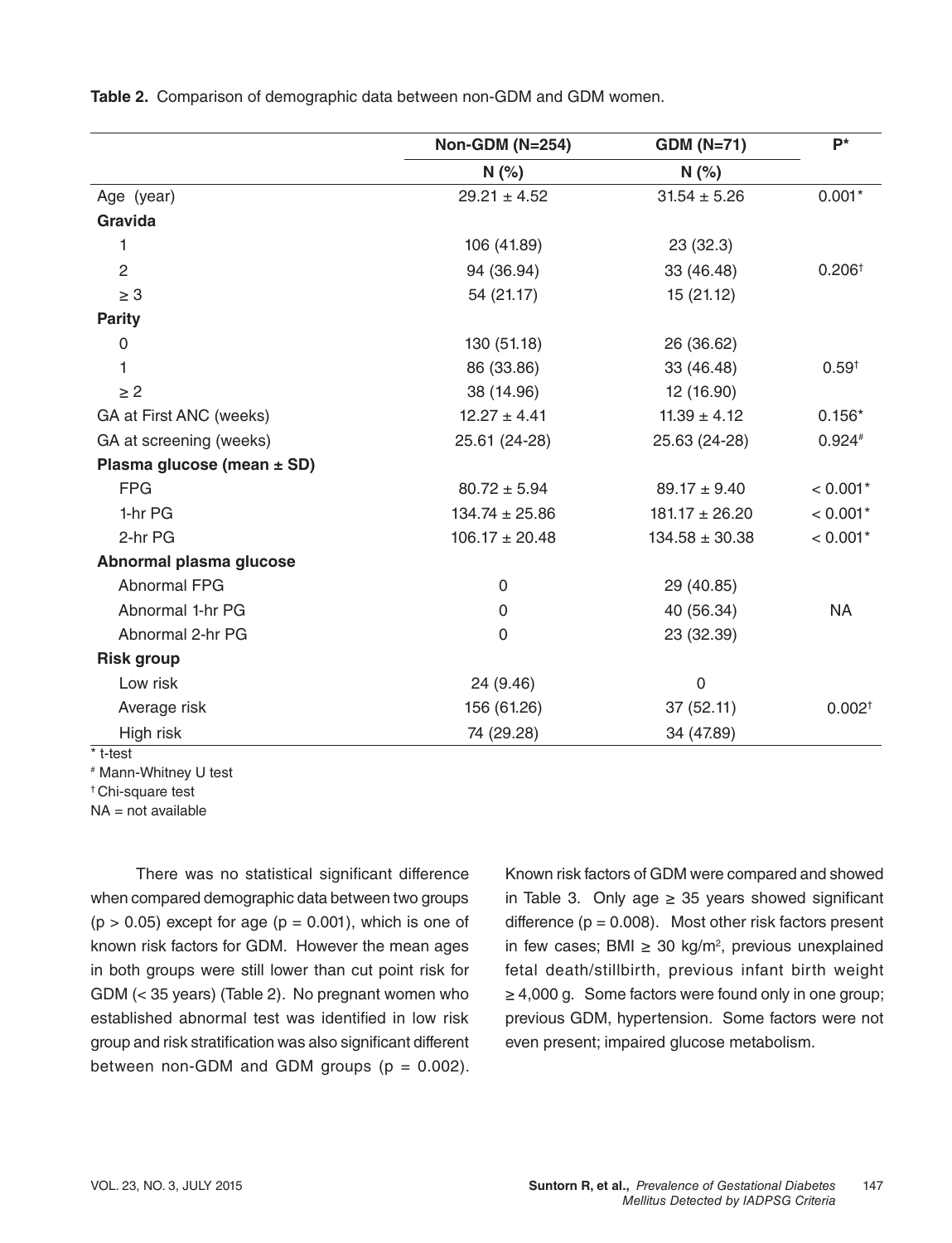**Table 2.** Comparison of demographic data between non-GDM and GDM women.

| | Non-GDM (N=254) | GDM (N=71) | P* |
|---|---|---|---|
| | N (%) | N (%) | |
| Age (year) | 29.21 ± 4.52 | 31.54 ± 5.26 | 0.001* |
| **Gravida** | | | |
| 1 | 106 (41.89) | 23 (32.3) | |
| 2 | 94 (36.94) | 33 (46.48) | 0.206† |
| ≥ 3 | 54 (21.17) | 15 (21.12) | |
| **Parity** | | | |
| 0 | 130 (51.18) | 26 (36.62) | |
| 1 | 86 (33.86) | 33 (46.48) | 0.59† |
| ≥ 2 | 38 (14.96) | 12 (16.90) | |
| GA at First ANC (weeks) | 12.27 ± 4.41 | 11.39 ± 4.12 | 0.156* |
| GA at screening (weeks) | 25.61 (24-28) | 25.63 (24-28) | 0.924# |
| **Plasma glucose (mean ± SD)** | | | |
| FPG | 80.72 ± 5.94 | 89.17 ± 9.40 | < 0.001* |
| 1-hr PG | 134.74 ± 25.86 | 181.17 ± 26.20 | < 0.001* |
| 2-hr PG | 106.17 ± 20.48 | 134.58 ± 30.38 | < 0.001* |
| **Abnormal plasma glucose** | | | |
| Abnormal FPG | 0 | 29 (40.85) | |
| Abnormal 1-hr PG | 0 | 40 (56.34) | NA |
| Abnormal 2-hr PG | 0 | 23 (32.39) | |
| **Risk group** | | | |
| Low risk | 24 (9.46) | 0 | |
| Average risk | 156 (61.26) | 37 (52.11) | 0.002† |
| High risk | 74 (29.28) | 34 (47.89) | |

\* t-test

\# Mann-Whitney U test

† Chi-square test

NA = not available

There was no statistical significant difference when compared demographic data between two groups ($p > 0.05$) except for age ($p = 0.001$), which is one of known risk factors for GDM. However the mean ages in both groups were still lower than cut point risk for GDM (< 35 years) (Table 2). No pregnant women who established abnormal test was identified in low risk group and risk stratification was also significant different between non-GDM and GDM groups ($p = 0.002$). Known risk factors of GDM were compared and showed in Table 3. Only age ≥ 35 years showed significant difference ($p = 0.008$). Most other risk factors present in few cases; BMI ≥ 30 kg/m$^2$, previous unexplained fetal death/stillbirth, previous infant birth weight ≥ 4,000 g. Some factors were found only in one group; previous GDM, hypertension. Some factors were not even present; impaired glucose metabolism.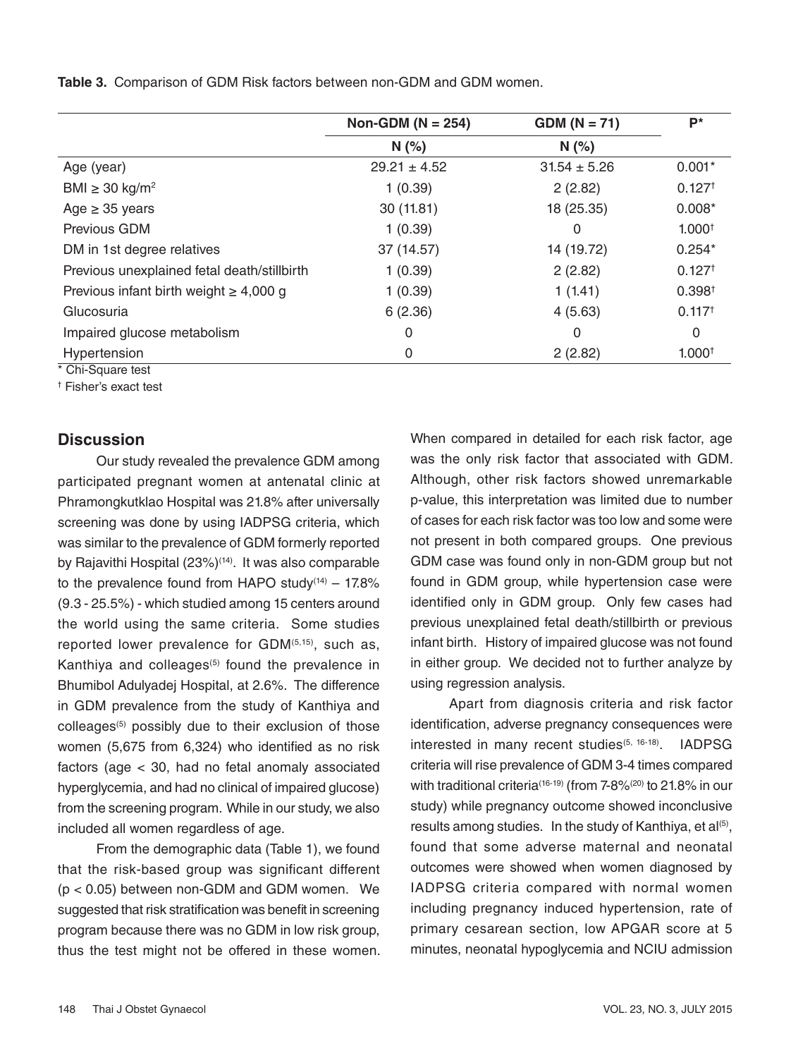**Table 3.** Comparison of GDM Risk factors between non-GDM and GDM women.

| | Non-GDM (N = 254) | GDM (N = 71) | P* |
|---|---|---|---|
| | N (%) | N (%) | |
| Age (year) | 29.21 ± 4.52 | 31.54 ± 5.26 | 0.001* |
| BMI ≥ 30 kg/m$^2$ | 1 (0.39) | 2 (2.82) | 0.127† |
| Age ≥ 35 years | 30 (11.81) | 18 (25.35) | 0.008* |
| Previous GDM | 1 (0.39) | 0 | 1.000† |
| DM in 1st degree relatives | 37 (14.57) | 14 (19.72) | 0.254* |
| Previous unexplained fetal death/stillbirth | 1 (0.39) | 2 (2.82) | 0.127† |
| Previous infant birth weight ≥ 4,000 g | 1 (0.39) | 1 (1.41) | 0.398† |
| Glucosuria | 6 (2.36) | 4 (5.63) | 0.117† |
| Impaired glucose metabolism | 0 | 0 | 0 |
| Hypertension | 0 | 2 (2.82) | 1.000† |

* Chi-Square test

† Fisher's exact test

## Discussion

Our study revealed the prevalence GDM among participated pregnant women at antenatal clinic at Phramongkutklao Hospital was 21.8% after universally screening was done by using IADPSG criteria, which was similar to the prevalence of GDM formerly reported by Rajavithi Hospital (23%)[14]. It was also comparable to the prevalence found from HAPO study[14] – 17.8% (9.3 - 25.5%) - which studied among 15 centers around the world using the same criteria. Some studies reported lower prevalence for GDM[5,15], such as, Kanthiya and colleages[5] found the prevalence in Bhumibol Adulyadej Hospital, at 2.6%. The difference in GDM prevalence from the study of Kanthiya and colleages[5] possibly due to their exclusion of those women (5,675 from 6,324) who identified as no risk factors (age < 30, had no fetal anomaly associated hyperglycemia, and had no clinical of impaired glucose) from the screening program. While in our study, we also included all women regardless of age.

From the demographic data (Table 1), we found that the risk-based group was significant different ($p < 0.05$) between non-GDM and GDM women. We suggested that risk stratification was benefit in screening program because there was no GDM in low risk group, thus the test might not be offered in these women. When compared in detailed for each risk factor, age was the only risk factor that associated with GDM. Although, other risk factors showed unremarkable p-value, this interpretation was limited due to number of cases for each risk factor was too low and some were not present in both compared groups. One previous GDM case was found only in non-GDM group but not found in GDM group, while hypertension case were identified only in GDM group. Only few cases had previous unexplained fetal death/stillbirth or previous infant birth. History of impaired glucose was not found in either group. We decided not to further analyze by using regression analysis.

Apart from diagnosis criteria and risk factor identification, adverse pregnancy consequences were interested in many recent studies[5, 16-18]. IADPSG criteria will rise prevalence of GDM 3-4 times compared with traditional criteria[16-19] (from 7-8%[20] to 21.8% in our study) while pregnancy outcome showed inconclusive results among studies. In the study of Kanthiya, et al[5], found that some adverse maternal and neonatal outcomes were showed when women diagnosed by IADPSG criteria compared with normal women including pregnancy induced hypertension, rate of primary cesarean section, low APGAR score at 5 minutes, neonatal hypoglycemia and NCIU admission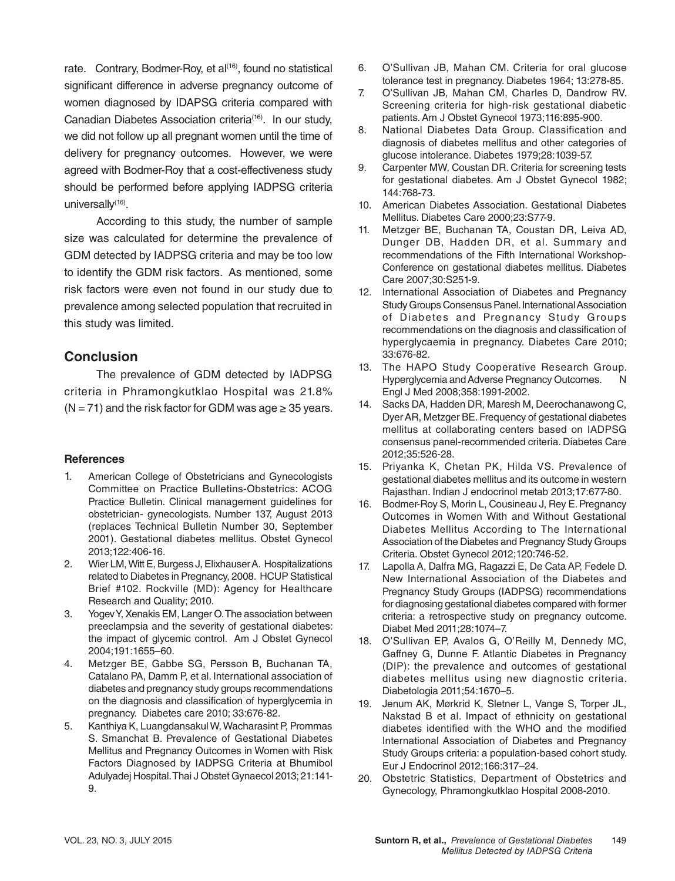rate. Contrary, Bodmer-Roy, et al[16], found no statistical significant difference in adverse pregnancy outcome of women diagnosed by IDAPSG criteria compared with Canadian Diabetes Association criteria[16]. In our study, we did not follow up all pregnant women until the time of delivery for pregnancy outcomes. However, we were agreed with Bodmer-Roy that a cost-effectiveness study should be performed before applying IADPSG criteria universally[16].

According to this study, the number of sample size was calculated for determine the prevalence of GDM detected by IADPSG criteria and may be too low to identify the GDM risk factors. As mentioned, some risk factors were even not found in our study due to prevalence among selected population that recruited in this study was limited.

## Conclusion

The prevalence of GDM detected by IADPSG criteria in Phramongkutklao Hospital was 21.8% (N = 71) and the risk factor for GDM was age ≥ 35 years.

### References

1. American College of Obstetricians and Gynecologists Committee on Practice Bulletins-Obstetrics: ACOG Practice Bulletin. Clinical management guidelines for obstetrician- gynecologists. Number 137, August 2013 (replaces Technical Bulletin Number 30, September 2001). Gestational diabetes mellitus. Obstet Gynecol 2013;122:406-16.
2. Wier LM, Witt E, Burgess J, Elixhauser A. Hospitalizations related to Diabetes in Pregnancy, 2008. HCUP Statistical Brief #102. Rockville (MD): Agency for Healthcare Research and Quality; 2010.
3. Yogev Y, Xenakis EM, Langer O. The association between preeclampsia and the severity of gestational diabetes: the impact of glycemic control. Am J Obstet Gynecol 2004;191:1655–60.
4. Metzger BE, Gabbe SG, Persson B, Buchanan TA, Catalano PA, Damm P, et al. International association of diabetes and pregnancy study groups recommendations on the diagnosis and classification of hyperglycemia in pregnancy. Diabetes care 2010; 33:676-82.
5. Kanthiya K, Luangdansakul W, Wacharasint P, Prommas S. Smanchat B. Prevalence of Gestational Diabetes Mellitus and Pregnancy Outcomes in Women with Risk Factors Diagnosed by IADPSG Criteria at Bhumibol Adulyadej Hospital. Thai J Obstet Gynaecol 2013; 21:141-9.
6. O'Sullivan JB, Mahan CM. Criteria for oral glucose tolerance test in pregnancy. Diabetes 1964; 13:278-85.
7. O'Sullivan JB, Mahan CM, Charles D, Dandrow RV. Screening criteria for high-risk gestational diabetic patients. Am J Obstet Gynecol 1973;116:895-900.
8. National Diabetes Data Group. Classification and diagnosis of diabetes mellitus and other categories of glucose intolerance. Diabetes 1979;28:1039-57.
9. Carpenter MW, Coustan DR. Criteria for screening tests for gestational diabetes. Am J Obstet Gynecol 1982; 144:768-73.
10. American Diabetes Association. Gestational Diabetes Mellitus. Diabetes Care 2000;23:S77-9.
11. Metzger BE, Buchanan TA, Coustan DR, Leiva AD, Dunger DB, Hadden DR, et al. Summary and recommendations of the Fifth International Workshop-Conference on gestational diabetes mellitus. Diabetes Care 2007;30:S251-9.
12. International Association of Diabetes and Pregnancy Study Groups Consensus Panel. International Association of Diabetes and Pregnancy Study Groups recommendations on the diagnosis and classification of hyperglycaemia in pregnancy. Diabetes Care 2010; 33:676-82.
13. The HAPO Study Cooperative Research Group. Hyperglycemia and Adverse Pregnancy Outcomes. N Engl J Med 2008;358:1991-2002.
14. Sacks DA, Hadden DR, Maresh M, Deerochanawong C, Dyer AR, Metzger BE. Frequency of gestational diabetes mellitus at collaborating centers based on IADPSG consensus panel-recommended criteria. Diabetes Care 2012;35:526-28.
15. Priyanka K, Chetan PK, Hilda VS. Prevalence of gestational diabetes mellitus and its outcome in western Rajasthan. Indian J endocrinol metab 2013;17:677-80.
16. Bodmer-Roy S, Morin L, Cousineau J, Rey E. Pregnancy Outcomes in Women With and Without Gestational Diabetes Mellitus According to The International Association of the Diabetes and Pregnancy Study Groups Criteria. Obstet Gynecol 2012;120:746-52.
17. Lapolla A, Dalfra MG, Ragazzi E, De Cata AP, Fedele D. New International Association of the Diabetes and Pregnancy Study Groups (IADPSG) recommendations for diagnosing gestational diabetes compared with former criteria: a retrospective study on pregnancy outcome. Diabet Med 2011;28:1074–7.
18. O'Sullivan EP, Avalos G, O'Reilly M, Dennedy MC, Gaffney G, Dunne F. Atlantic Diabetes in Pregnancy (DIP): the prevalence and outcomes of gestational diabetes mellitus using new diagnostic criteria. Diabetologia 2011;54:1670–5.
19. Jenum AK, Mørkrid K, Sletner L, Vange S, Torper JL, Nakstad B et al. Impact of ethnicity on gestational diabetes identified with the WHO and the modified International Association of Diabetes and Pregnancy Study Groups criteria: a population-based cohort study. Eur J Endocrinol 2012;166:317–24.
20. Obstetric Statistics, Department of Obstetrics and Gynecology, Phramongkutklao Hospital 2008-2010.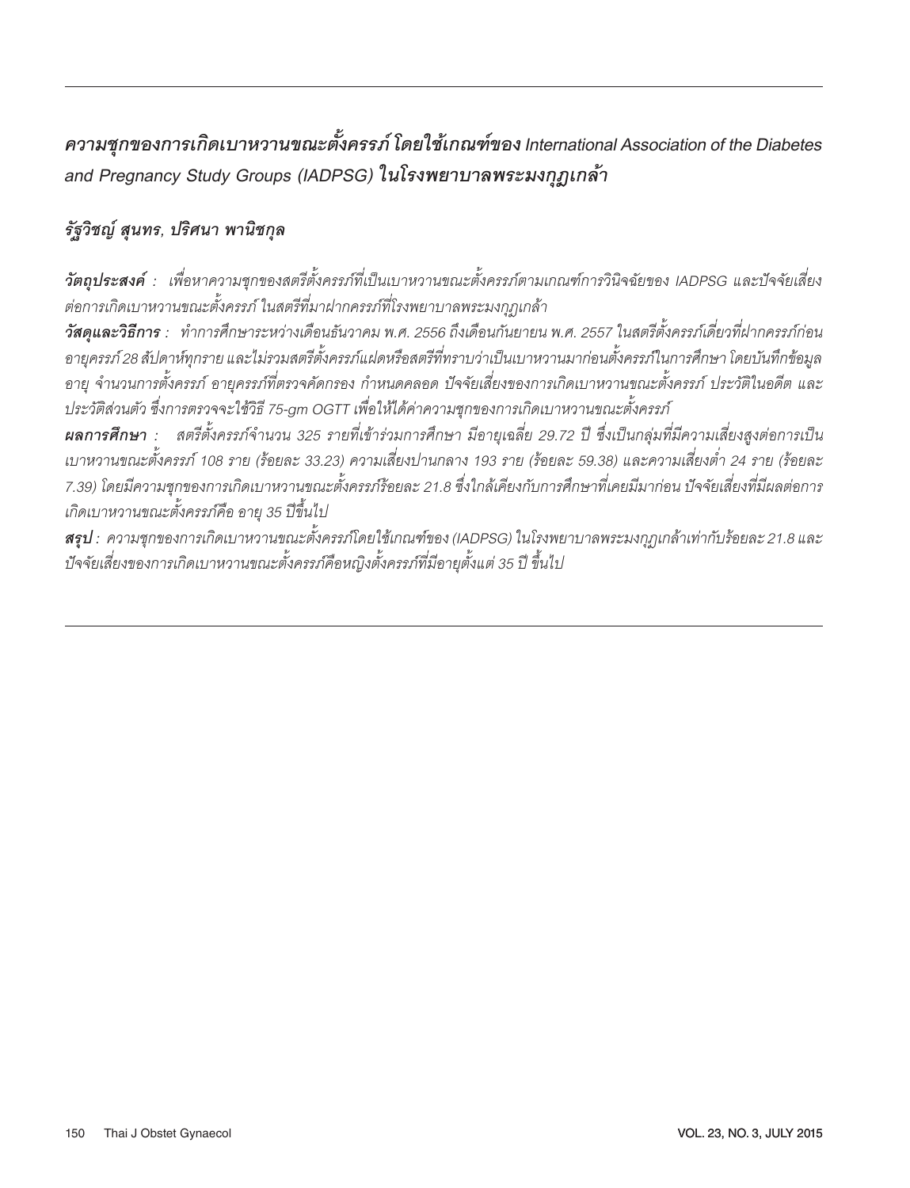## *ความชุกของการเกิดเบาหวานขณะตั้งครรภ์ โดยใช้เกณฑ์ของ International Association of the Diabetes and Pregnancy Study Groups (IADPSG) ในโรงพยาบาลพระมงกุฎเกล้า*

***รัฐวิชญ์ สุนทร, ปริศนา พานิชกุล***

***วัตถุประสงค์*** : *เพื่อหาความชุกของสตรีตั้งครรภ์ที่เป็นเบาหวานขณะตั้งครรภ์ตามเกณฑ์การวินิจฉัยของ IADPSG และปัจจัยเสี่ยงต่อการเกิดเบาหวานขณะตั้งครรภ์ ในสตรีที่มาฝากครรภ์ที่โรงพยาบาลพระมงกุฎเกล้า*

***วัสดุและวิธีการ*** : *ทำการศึกษาระหว่างเดือนธันวาคม พ.ศ. 2556 ถึงเดือนกันยายน พ.ศ. 2557 ในสตรีตั้งครรภ์เดี่ยวที่ฝากครรภ์ก่อนอายุครรภ์ 28 สัปดาห์ทุกราย และไม่รวมสตรีตั้งครรภ์แฝดหรือสตรีที่ทราบว่าเป็นเบาหวานมาก่อนตั้งครรภ์ในการศึกษา โดยบันทึกข้อมูล อายุ จำนวนการตั้งครรภ์ อายุครรภ์ที่ตรวจคัดกรอง กำหนดคลอด ปัจจัยเสี่ยงของการเกิดเบาหวานขณะตั้งครรภ์ ประวัติในอดีต และประวัติส่วนตัว ซึ่งการตรวจจะใช้วิธี 75-gm OGTT เพื่อให้ได้ค่าความชุกของการเกิดเบาหวานขณะตั้งครรภ์*

***ผลการศึกษา*** : *สตรีตั้งครรภ์จำนวน 325 รายที่เข้าร่วมการศึกษา มีอายุเฉลี่ย 29.72 ปี ซึ่งเป็นกลุ่มที่มีความเสี่ยงสูงต่อการเป็นเบาหวานขณะตั้งครรภ์ 108 ราย (ร้อยละ 33.23) ความเสี่ยงปานกลาง 193 ราย (ร้อยละ 59.38) และความเสี่ยงต่ำ 24 ราย (ร้อยละ 7.39) โดยมีความชุกของการเกิดเบาหวานขณะตั้งครรภ์ร้อยละ 21.8 ซึ่งใกล้เคียงกับการศึกษาที่เคยมีมาก่อน ปัจจัยเสี่ยงที่มีผลต่อการเกิดเบาหวานขณะตั้งครรภ์คือ อายุ 35 ปีขึ้นไป*

***สรุป*** : *ความชุกของการเกิดเบาหวานขณะตั้งครรภ์โดยใช้เกณฑ์ของ (IADPSG) ในโรงพยาบาลพระมงกุฎเกล้าเท่ากับร้อยละ 21.8 และปัจจัยเสี่ยงของการเกิดเบาหวานขณะตั้งครรภ์คือหญิงตั้งครรภ์ที่มีอายุตั้งแต่ 35 ปี ขึ้นไป*